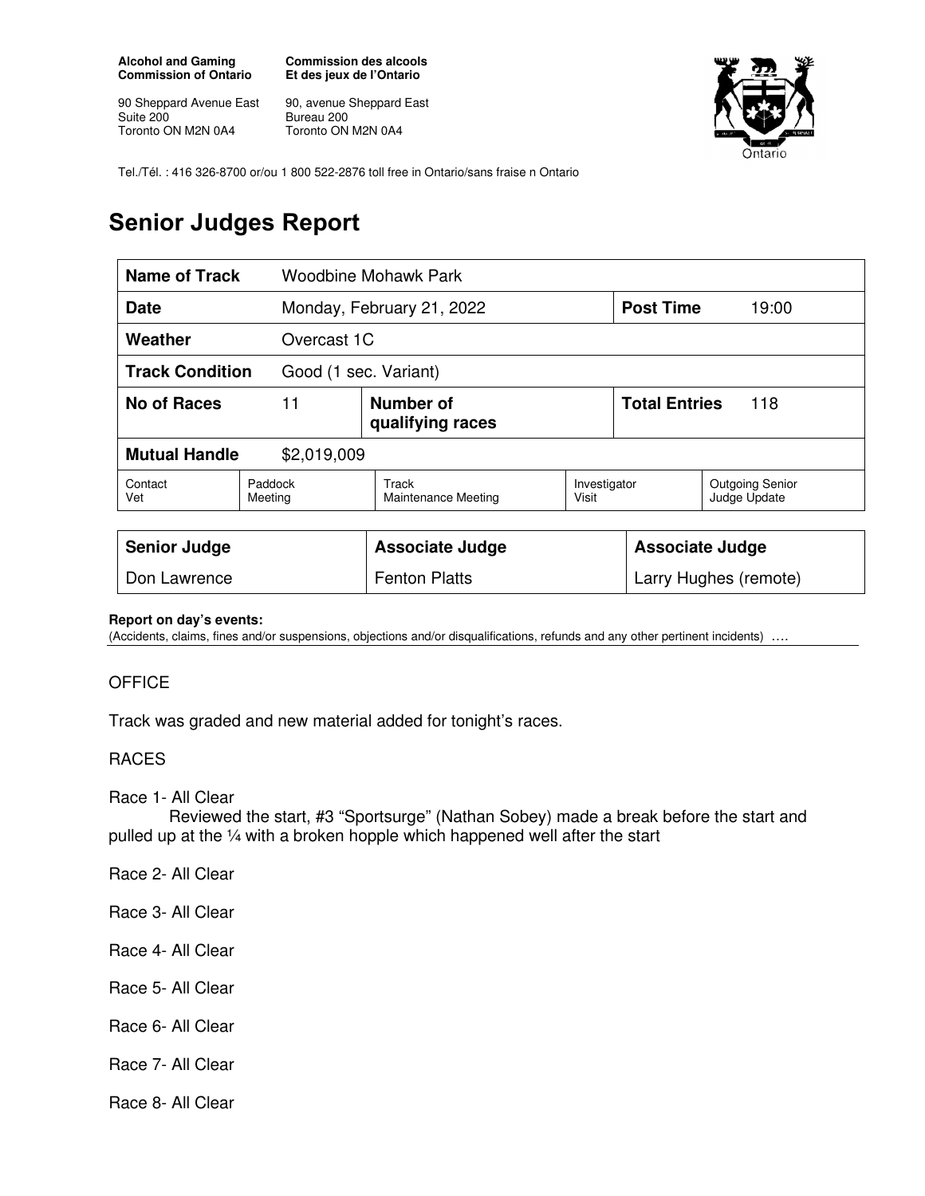**Alcohol and Gaming Commission of Ontario**

90 Sheppard Avenue East
Suite 200
Toronto ON M2N 0A4

**Commission des alcools Et des jeux de l'Ontario**

90, avenue Sheppard East
Bureau 200
Toronto ON M2N 0A4

Tel./Tél. : 416 326-8700 or/ou 1 800 522-2876 toll free in Ontario/sans fraise n Ontario

# Senior Judges Report

| **Name of Track** | Woodbine Mohawk Park | | | | |
|---|---|---|---|---|---|
| **Date** | Monday, February 21, 2022 | | | **Post Time** | 19:00 |
| **Weather** | Overcast 1C | | | | |
| **Track Condition** | Good (1 sec. Variant) | | | | |
| **No of Races** | 11 | **Number of qualifying races** | | **Total Entries** | 118 |
| **Mutual Handle** | $2,019,009 | | | | |
| Contact Vet | Paddock Meeting | Track Maintenance Meeting | Investigator Visit | Outgoing Senior Judge Update | |

| **Senior Judge** | **Associate Judge** | **Associate Judge** |
|---|---|---|
| Don Lawrence | Fenton Platts | Larry Hughes (remote) |

**Report on day's events:**
(Accidents, claims, fines and/or suspensions, objections and/or disqualifications, refunds and any other pertinent incidents) ….

OFFICE

Track was graded and new material added for tonight's races.

RACES

Race 1- All Clear
Reviewed the start, #3 "Sportsurge" (Nathan Sobey) made a break before the start and pulled up at the ¼ with a broken hopple which happened well after the start

Race 2- All Clear

Race 3- All Clear

Race 4- All Clear

Race 5- All Clear

Race 6- All Clear

Race 7- All Clear

Race 8- All Clear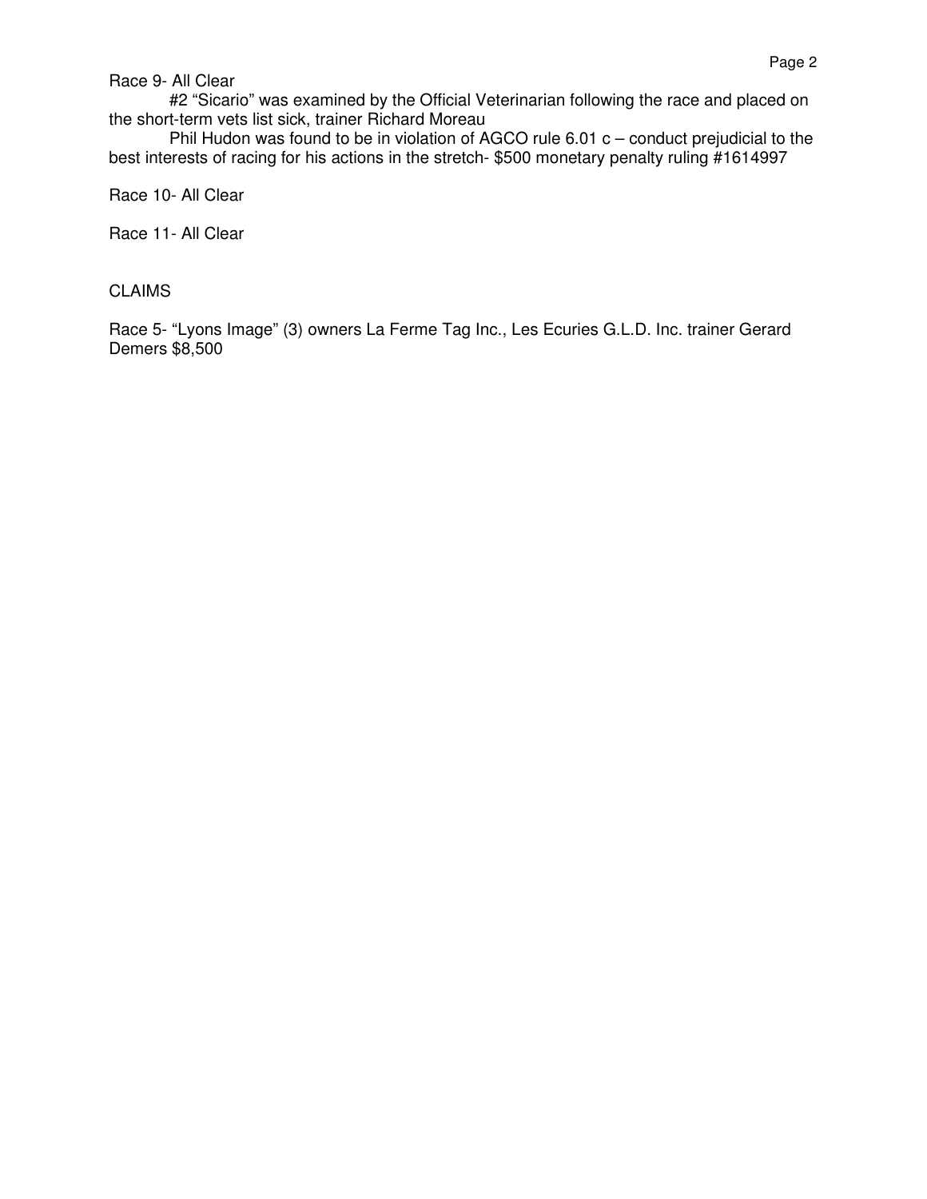Race 9- All Clear

#2 “Sicario” was examined by the Official Veterinarian following the race and placed on the short-term vets list sick, trainer Richard Moreau

Phil Hudon was found to be in violation of AGCO rule 6.01 c – conduct prejudicial to the best interests of racing for his actions in the stretch- $500 monetary penalty ruling #1614997

Race 10- All Clear

Race 11- All Clear

CLAIMS

Race 5- “Lyons Image” (3) owners La Ferme Tag Inc., Les Ecuries G.L.D. Inc. trainer Gerard Demers $8,500